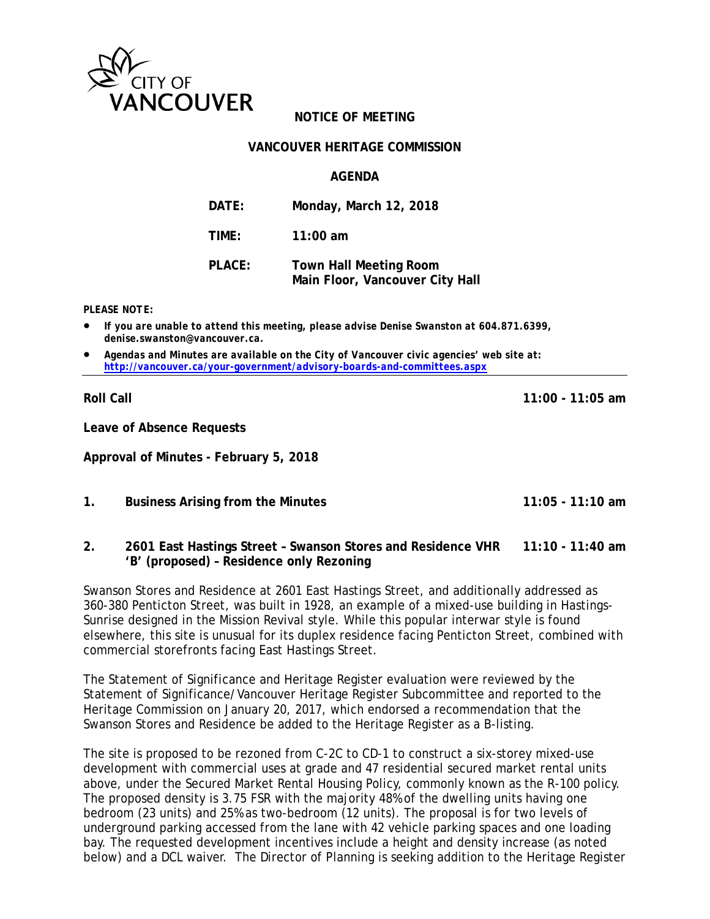CITY OF VANCOUVER

# NOTICE OF MEETING

## VANCOUVER HERITAGE COMMISSION

## AGENDA

**DATE:** Monday, March 12, 2018

**TIME:** 11:00 am

**PLACE:** Town Hall Meeting Room
Main Floor, Vancouver City Hall

***PLEASE NOTE:***

- ***If you are unable to attend this meeting, please advise Denise Swanston at 604.871.6399, denise.swanston@vancouver.ca.***
- ***Agendas and Minutes are available on the City of Vancouver civic agencies' web site at: http://vancouver.ca/your-government/advisory-boards-and-committees.aspx***

---

**Roll Call** **11:00 - 11:05 am**

**Leave of Absence Requests**

**Approval of Minutes - February 5, 2018**

**1. Business Arising from the Minutes** **11:05 - 11:10 am**

**2. 2601 East Hastings Street – Swanson Stores and Residence VHR 'B' (proposed) – Residence only Rezoning** **11:10 - 11:40 am**

Swanson Stores and Residence at 2601 East Hastings Street, and additionally addressed as 360-380 Penticton Street, was built in 1928, an example of a mixed-use building in Hastings-Sunrise designed in the Mission Revival style. While this popular interwar style is found elsewhere, this site is unusual for its duplex residence facing Penticton Street, combined with commercial storefronts facing East Hastings Street.

The Statement of Significance and Heritage Register evaluation were reviewed by the Statement of Significance/Vancouver Heritage Register Subcommittee and reported to the Heritage Commission on January 20, 2017, which endorsed a recommendation that the Swanson Stores and Residence be added to the Heritage Register as a B-listing.

The site is proposed to be rezoned from C-2C to CD-1 to construct a six-storey mixed-use development with commercial uses at grade and 47 residential secured market rental units above, under the Secured Market Rental Housing Policy, commonly known as the R-100 policy. The proposed density is 3.75 FSR with the majority 48% of the dwelling units having one bedroom (23 units) and 25% as two-bedroom (12 units). The proposal is for two levels of underground parking accessed from the lane with 42 vehicle parking spaces and one loading bay. The requested development incentives include a height and density increase (as noted below) and a DCL waiver. The Director of Planning is seeking addition to the Heritage Register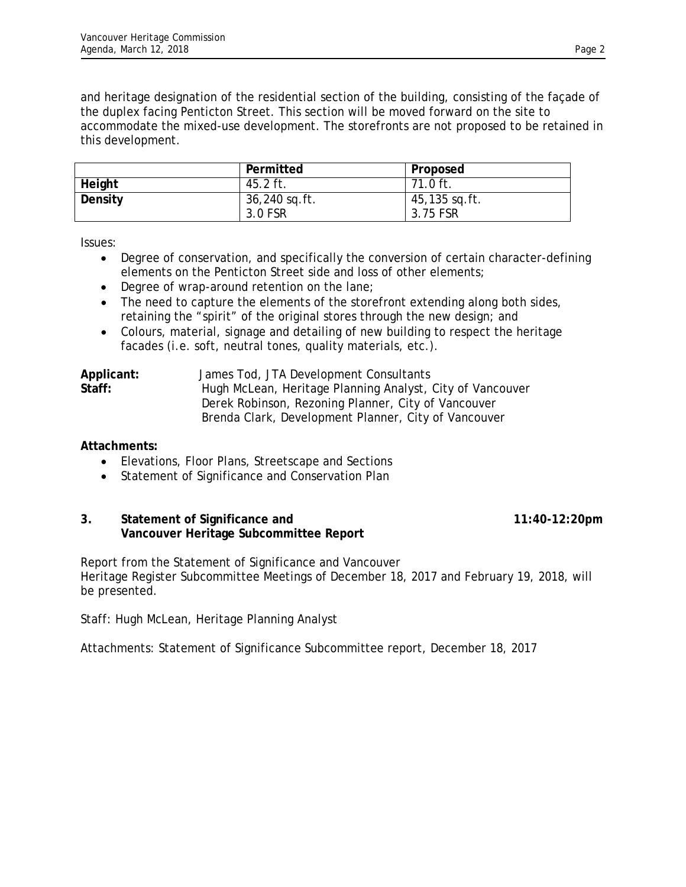and heritage designation of the residential section of the building, consisting of the façade of the duplex facing Penticton Street. This section will be moved forward on the site to accommodate the mixed-use development. The storefronts are not proposed to be retained in this development.

| | Permitted | Proposed |
|---|---|---|
| **Height** | 45.2 ft. | 71.0 ft. |
| **Density** | 36,240 sq.ft.<br>3.0 FSR | 45,135 sq.ft.<br>3.75 FSR |

Issues:

- Degree of conservation, and specifically the conversion of certain character-defining elements on the Penticton Street side and loss of other elements;
- Degree of wrap-around retention on the lane;
- The need to capture the elements of the storefront extending along both sides, retaining the "spirit" of the original stores through the new design; and
- Colours, material, signage and detailing of new building to respect the heritage facades (i.e. soft, neutral tones, quality materials, etc.).

**Applicant:** James Tod, JTA Development Consultants
**Staff:** Hugh McLean, Heritage Planning Analyst, City of Vancouver
Derek Robinson, Rezoning Planner, City of Vancouver
Brenda Clark, Development Planner, City of Vancouver

**Attachments:**

- Elevations, Floor Plans, Streetscape and Sections
- Statement of Significance and Conservation Plan

**3. Statement of Significance and Vancouver Heritage Subcommittee Report** **11:40-12:20pm**

Report from the Statement of Significance and Vancouver Heritage Register Subcommittee Meetings of December 18, 2017 and February 19, 2018, will be presented.

Staff: Hugh McLean, Heritage Planning Analyst

Attachments: Statement of Significance Subcommittee report, December 18, 2017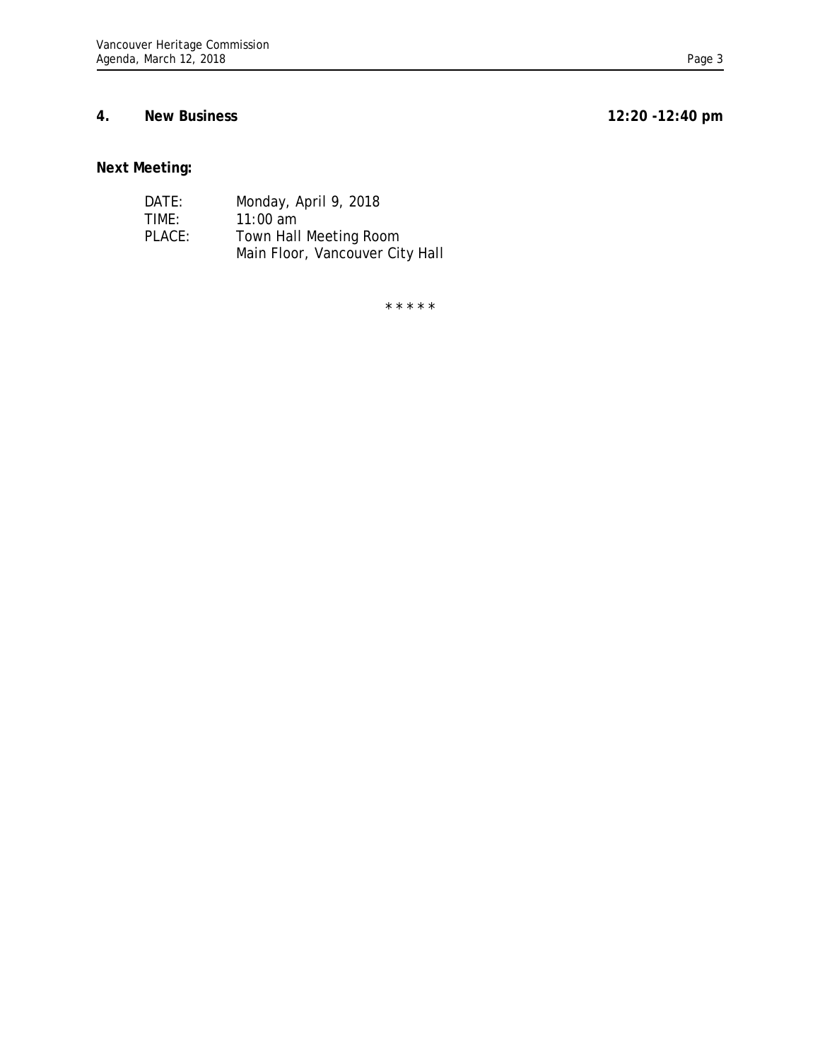## 4. New Business 12:20 -12:40 pm

**Next Meeting:**

| | |
|---|---|
| DATE: | Monday, April 9, 2018 |
| TIME: | 11:00 am |
| PLACE: | Town Hall Meeting Room<br>Main Floor, Vancouver City Hall |

\* \* \* \* \*